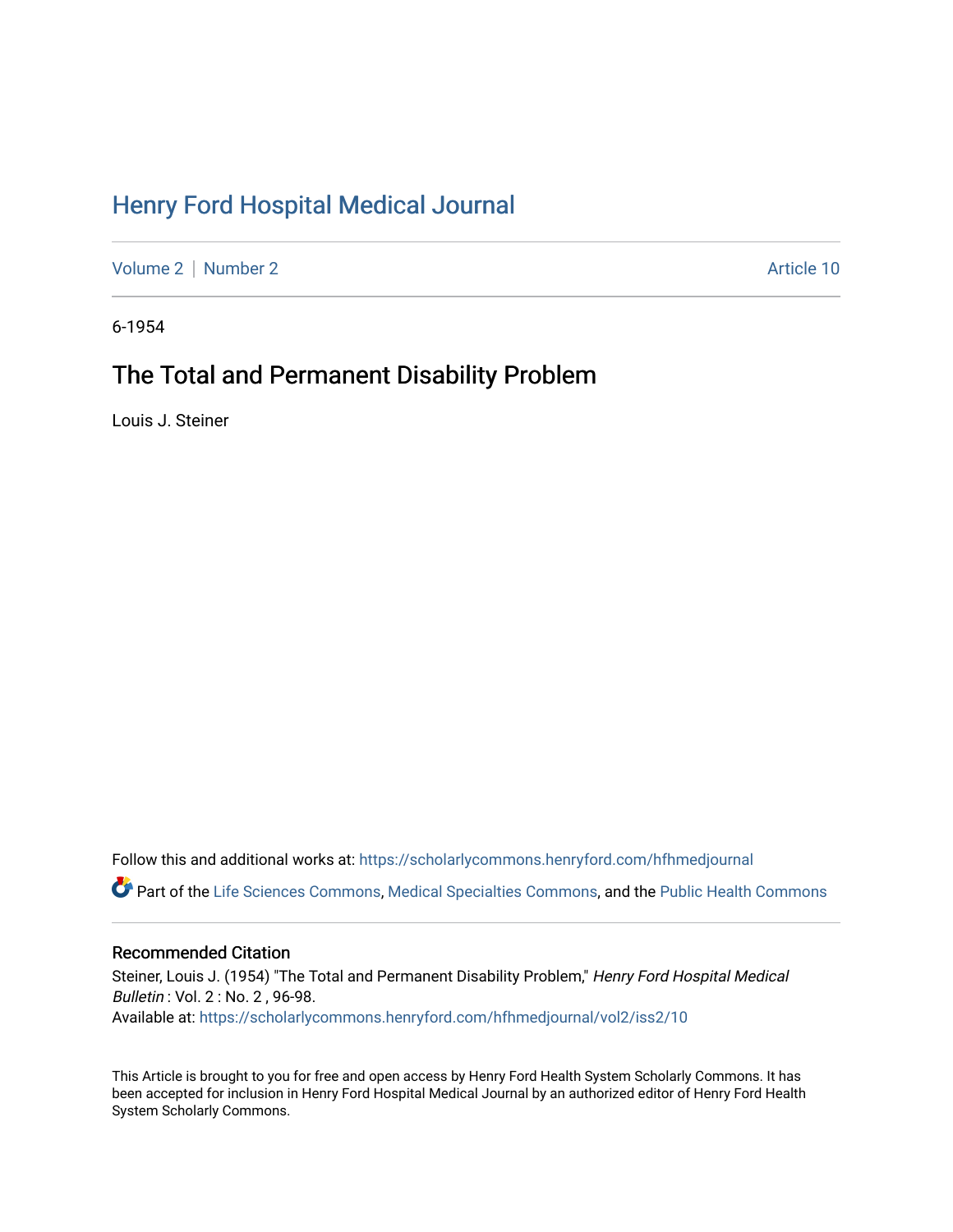# Henry Ford Hospital Medical Journal

Volume 2 | Number 2 Article 10

6-1954

## The Total and Permanent Disability Problem

Louis J. Steiner

Follow this and additional works at: https://scholarlycommons.henryford.com/hfhmedjournal

Part of the Life Sciences Commons, Medical Specialties Commons, and the Public Health Commons

### Recommended Citation

Steiner, Louis J. (1954) "The Total and Permanent Disability Problem," *Henry Ford Hospital Medical Bulletin* : Vol. 2 : No. 2 , 96-98.
Available at: https://scholarlycommons.henryford.com/hfhmedjournal/vol2/iss2/10

This Article is brought to you for free and open access by Henry Ford Health System Scholarly Commons. It has been accepted for inclusion in Henry Ford Hospital Medical Journal by an authorized editor of Henry Ford Health System Scholarly Commons.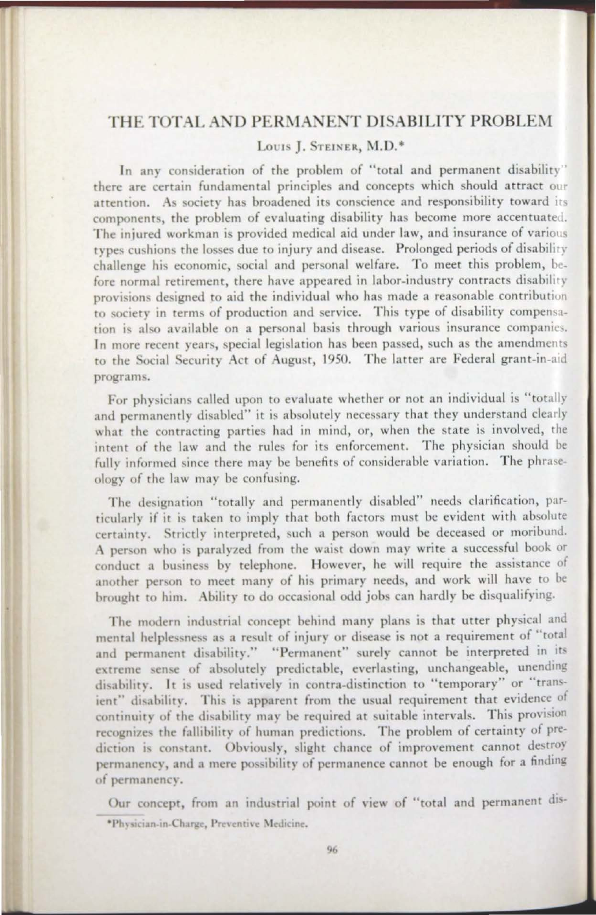# THE TOTAL AND PERMANENT DISABILITY PROBLEM

LOUIS J. STEINER, M.D.*

In any consideration of the problem of "total and permanent disability" there are certain fundamental principles and concepts which should attract our attention. As society has broadened its conscience and responsibility toward its components, the problem of evaluating disability has become more accentuated. The injured workman is provided medical aid under law, and insurance of various types cushions the losses due to injury and disease. Prolonged periods of disability challenge his economic, social and personal welfare. To meet this problem, before normal retirement, there have appeared in labor-industry contracts disability provisions designed to aid the individual who has made a reasonable contribution to society in terms of production and service. This type of disability compensation is also available on a personal basis through various insurance companies. In more recent years, special legislation has been passed, such as the amendments to the Social Security Act of August, 1950. The latter are Federal grant-in-aid programs.

For physicians called upon to evaluate whether or not an individual is "totally and permanently disabled" it is absolutely necessary that they understand clearly what the contracting parties had in mind, or, when the state is involved, the intent of the law and the rules for its enforcement. The physician should be fully informed since there may be benefits of considerable variation. The phraseology of the law may be confusing.

The designation "totally and permanently disabled" needs clarification, particularly if it is taken to imply that both factors must be evident with absolute certainty. Strictly interpreted, such a person would be deceased or moribund. A person who is paralyzed from the waist down may write a successful book or conduct a business by telephone. However, he will require the assistance of another person to meet many of his primary needs, and work will have to be brought to him. Ability to do occasional odd jobs can hardly be disqualifying.

The modern industrial concept behind many plans is that utter physical and mental helplessness as a result of injury or disease is not a requirement of "total and permanent disability." "Permanent" surely cannot be interpreted in its extreme sense of absolutely predictable, everlasting, unchangeable, unending disability. It is used relatively in contra-distinction to "temporary" or "transient" disability. This is apparent from the usual requirement that evidence of continuity of the disability may be required at suitable intervals. This provision recognizes the fallibility of human predictions. The problem of certainty of prediction is constant. Obviously, slight chance of improvement cannot destroy permanency, and a mere possibility of permanence cannot be enough for a finding of permanency.

Our concept, from an industrial point of view of "total and permanent dis-

*Physician-in-Charge, Preventive Medicine.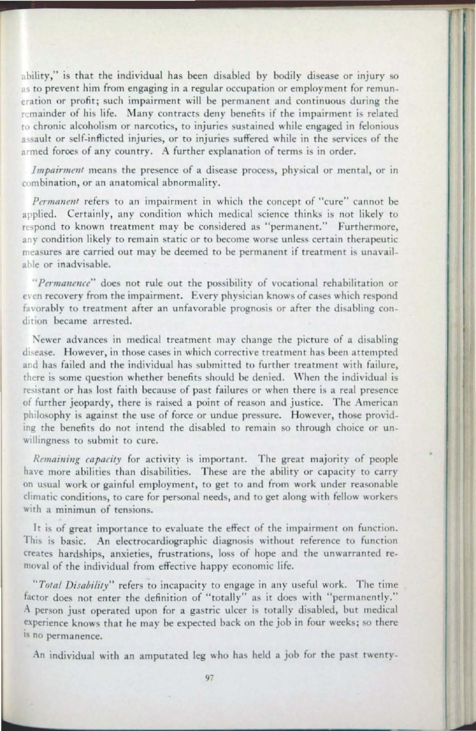ability," is that the individual has been disabled by bodily disease or injury so as to prevent him from engaging in a regular occupation or employment for remuneration or profit; such impairment will be permanent and continuous during the remainder of his life. Many contracts deny benefits if the impairment is related to chronic alcoholism or narcotics, to injuries sustained while engaged in felonious assault or self-inflicted injuries, or to injuries suffered while in the services of the armed forces of any country. A further explanation of terms is in order.

*Impairment* means the presence of a disease process, physical or mental, or in combination, or an anatomical abnormality.

*Permanent* refers to an impairment in which the concept of "cure" cannot be applied. Certainly, any condition which medical science thinks is not likely to respond to known treatment may be considered as "permanent." Furthermore, any condition likely to remain static or to become worse unless certain therapeutic measures are carried out may be deemed to be permanent if treatment is unavailable or inadvisable.

"*Permanence*" does not rule out the possibility of vocational rehabilitation or even recovery from the impairment. Every physician knows of cases which respond favorably to treatment after an unfavorable prognosis or after the disabling condition became arrested.

Newer advances in medical treatment may change the picture of a disabling disease. However, in those cases in which corrective treatment has been attempted and has failed and the individual has submitted to further treatment with failure, there is some question whether benefits should be denied. When the individual is resistant or has lost faith because of past failures or when there is a real presence of further jeopardy, there is raised a point of reason and justice. The American philosophy is against the use of force or undue pressure. However, those providing the benefits do not intend the disabled to remain so through choice or unwillingness to submit to cure.

*Remaining capacity* for activity is important. The great majority of people have more abilities than disabilities. These are the ability or capacity to carry on usual work or gainful employment, to get to and from work under reasonable climatic conditions, to care for personal needs, and to get along with fellow workers with a minimun of tensions.

It is of great importance to evaluate the effect of the impairment on function. This is basic. An electrocardiographic diagnosis without reference to function creates hardships, anxieties, frustrations, loss of hope and the unwarranted removal of the individual from effective happy economic life.

"*Total Disability*" refers to incapacity to engage in any useful work. The time factor does not enter the definition of "totally" as it does with "permanently." A person just operated upon for a gastric ulcer is totally disabled, but medical experience knows that he may be expected back on the job in four weeks; so there is no permanence.

An individual with an amputated leg who has held a job for the past twenty-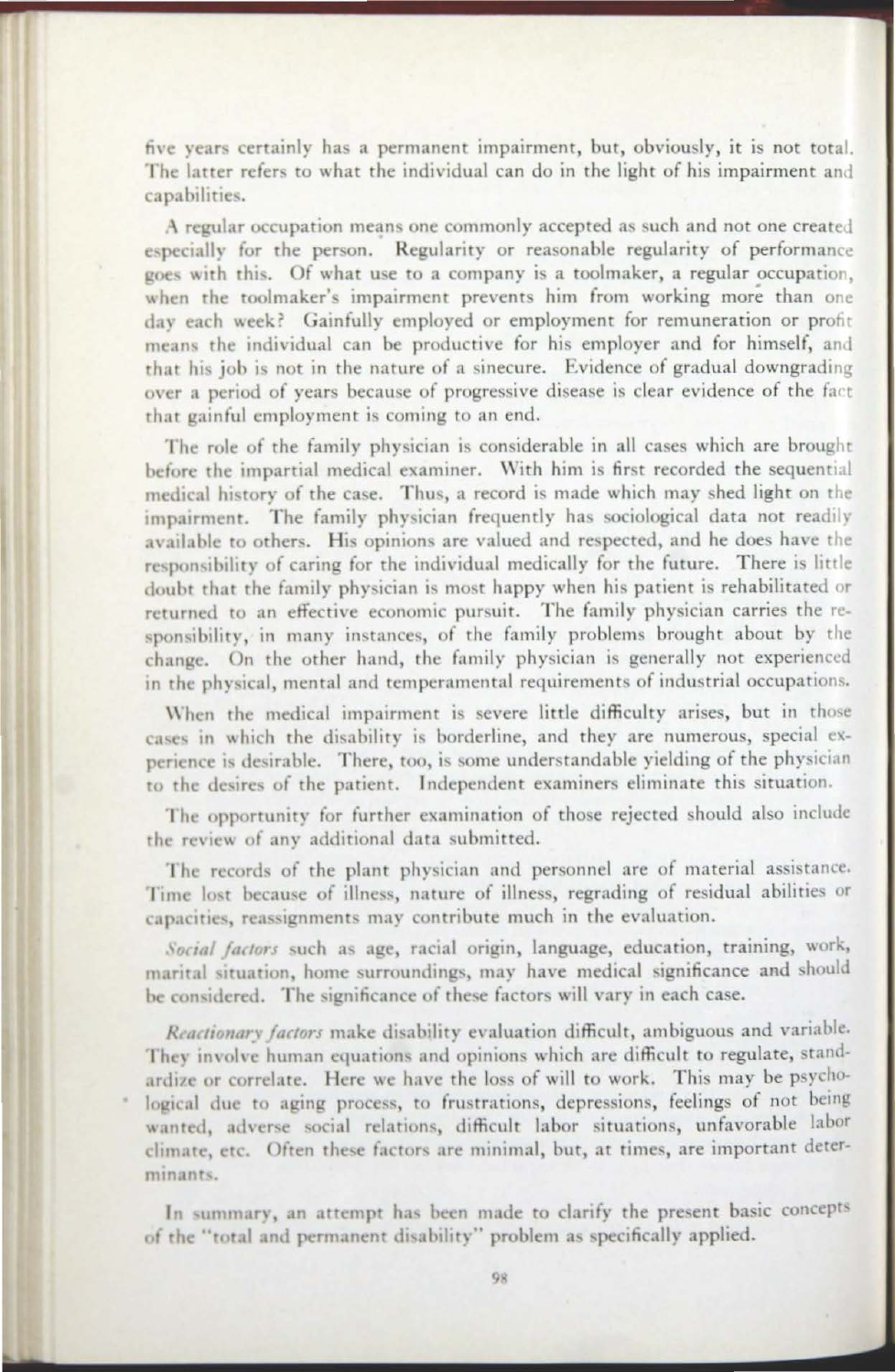five years certainly has a permanent impairment, but, obviously, it is not total. The latter refers to what the individual can do in the light of his impairment and capabilities.

A regular occupation means one commonly accepted as such and not one created especially for the person. Regularity or reasonable regularity of performance goes with this. Of what use to a company is a toolmaker, a regular occupation, when the toolmaker's impairment prevents him from working more than one day each week? Gainfully employed or employment for remuneration or profit means the individual can be productive for his employer and for himself, and that his job is not in the nature of a sinecure. Evidence of gradual downgrading over a period of years because of progressive disease is clear evidence of the fact that gainful employment is coming to an end.

The role of the family physician is considerable in all cases which are brought before the impartial medical examiner. With him is first recorded the sequential medical history of the case. Thus, a record is made which may shed light on the impairment. The family physician frequently has sociological data not readily available to others. His opinions are valued and respected, and he does have the responsibility of caring for the individual medically for the future. There is little doubt that the family physician is most happy when his patient is rehabilitated or returned to an effective economic pursuit. The family physician carries the responsibility, in many instances, of the family problems brought about by the change. On the other hand, the family physician is generally not experienced in the physical, mental and temperamental requirements of industrial occupations.

When the medical impairment is severe little difficulty arises, but in those cases in which the disability is borderline, and they are numerous, special experience is desirable. There, too, is some understandable yielding of the physician to the desires of the patient. Independent examiners eliminate this situation.

The opportunity for further examination of those rejected should also include the review of any additional data submitted.

The records of the plant physician and personnel are of material assistance. Time lost because of illness, nature of illness, regrading of residual abilities or capacities, reassignments may contribute much in the evaluation.

*Social factors* such as age, racial origin, language, education, training, work, marital situation, home surroundings, may have medical significance and should be considered. The significance of these factors will vary in each case.

*Reactionary factors* make disability evaluation difficult, ambiguous and variable. They involve human equations and opinions which are difficult to regulate, standardize or correlate. Here we have the loss of will to work. This may be psychological due to aging process, to frustrations, depressions, feelings of not being wanted, adverse social relations, difficult labor situations, unfavorable labor climate, etc. Often these factors are minimal, but, at times, are important determinants.

In summary, an attempt has been made to clarify the present basic concepts of the "total and permanent disability" problem as specifically applied.